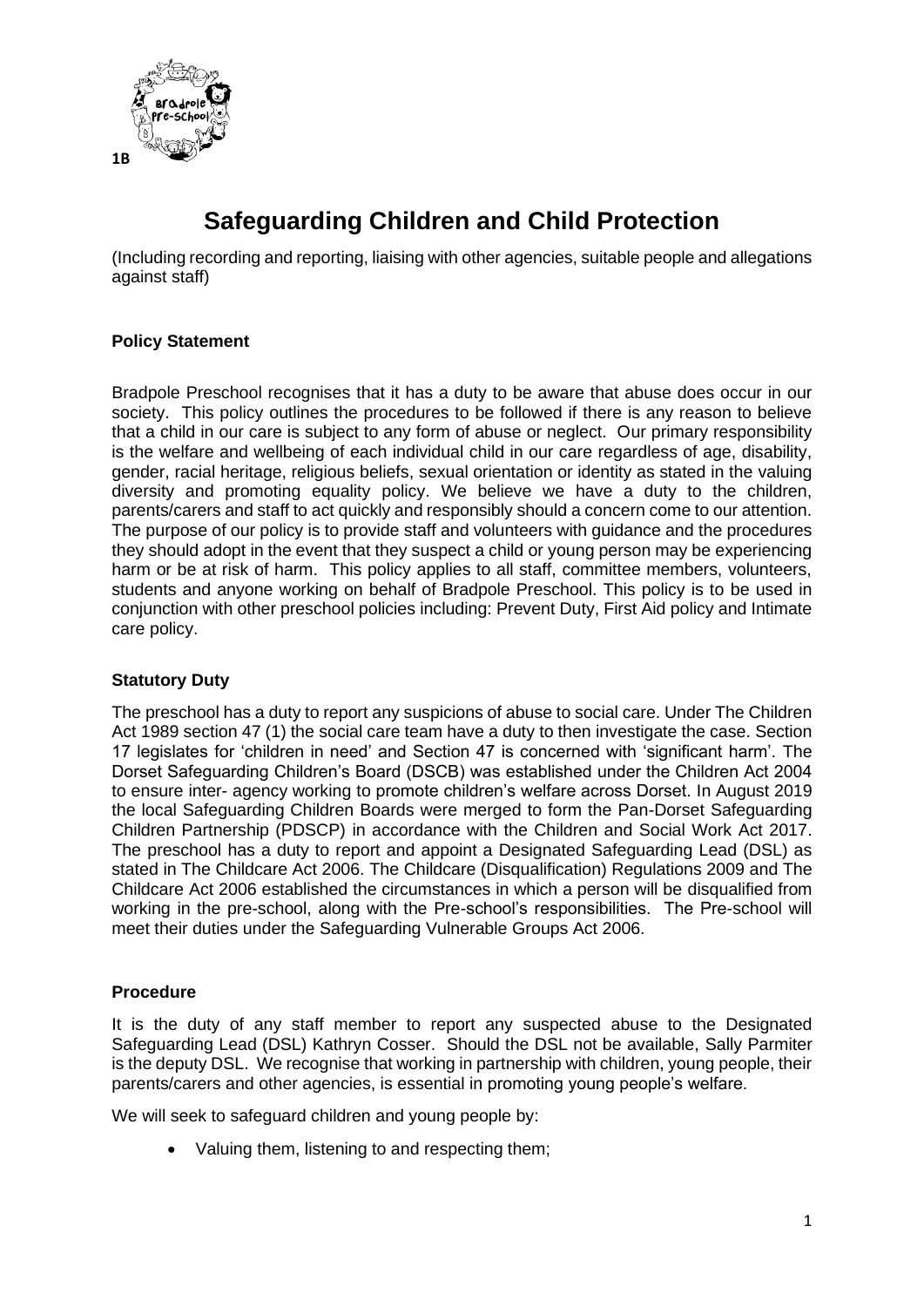1B

# Safeguarding Children and Child Protection

(Including recording and reporting, liaising with other agencies, suitable people and allegations against staff)

### Policy Statement

Bradpole Preschool recognises that it has a duty to be aware that abuse does occur in our society. This policy outlines the procedures to be followed if there is any reason to believe that a child in our care is subject to any form of abuse or neglect. Our primary responsibility is the welfare and wellbeing of each individual child in our care regardless of age, disability, gender, racial heritage, religious beliefs, sexual orientation or identity as stated in the valuing diversity and promoting equality policy. We believe we have a duty to the children, parents/carers and staff to act quickly and responsibly should a concern come to our attention. The purpose of our policy is to provide staff and volunteers with guidance and the procedures they should adopt in the event that they suspect a child or young person may be experiencing harm or be at risk of harm. This policy applies to all staff, committee members, volunteers, students and anyone working on behalf of Bradpole Preschool. This policy is to be used in conjunction with other preschool policies including: Prevent Duty, First Aid policy and Intimate care policy.

### Statutory Duty

The preschool has a duty to report any suspicions of abuse to social care. Under The Children Act 1989 section 47 (1) the social care team have a duty to then investigate the case. Section 17 legislates for 'children in need' and Section 47 is concerned with 'significant harm'. The Dorset Safeguarding Children's Board (DSCB) was established under the Children Act 2004 to ensure inter- agency working to promote children's welfare across Dorset. In August 2019 the local Safeguarding Children Boards were merged to form the Pan-Dorset Safeguarding Children Partnership (PDSCP) in accordance with the Children and Social Work Act 2017. The preschool has a duty to report and appoint a Designated Safeguarding Lead (DSL) as stated in The Childcare Act 2006. The Childcare (Disqualification) Regulations 2009 and The Childcare Act 2006 established the circumstances in which a person will be disqualified from working in the pre-school, along with the Pre-school's responsibilities. The Pre-school will meet their duties under the Safeguarding Vulnerable Groups Act 2006.

### Procedure

It is the duty of any staff member to report any suspected abuse to the Designated Safeguarding Lead (DSL) Kathryn Cosser. Should the DSL not be available, Sally Parmiter is the deputy DSL. We recognise that working in partnership with children, young people, their parents/carers and other agencies, is essential in promoting young people's welfare.

We will seek to safeguard children and young people by:

- Valuing them, listening to and respecting them;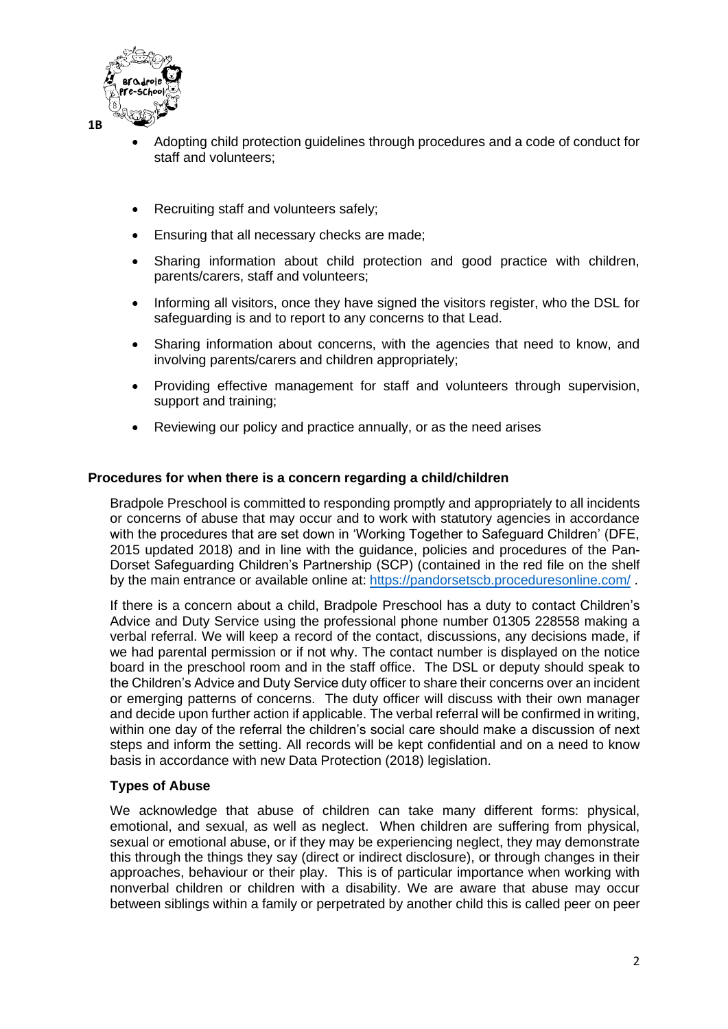- Adopting child protection guidelines through procedures and a code of conduct for staff and volunteers;
- Recruiting staff and volunteers safely;
- Ensuring that all necessary checks are made;
- Sharing information about child protection and good practice with children, parents/carers, staff and volunteers;
- Informing all visitors, once they have signed the visitors register, who the DSL for safeguarding is and to report to any concerns to that Lead.
- Sharing information about concerns, with the agencies that need to know, and involving parents/carers and children appropriately;
- Providing effective management for staff and volunteers through supervision, support and training;
- Reviewing our policy and practice annually, or as the need arises

**Procedures for when there is a concern regarding a child/children**

Bradpole Preschool is committed to responding promptly and appropriately to all incidents or concerns of abuse that may occur and to work with statutory agencies in accordance with the procedures that are set down in 'Working Together to Safeguard Children' (DFE, 2015 updated 2018) and in line with the guidance, policies and procedures of the Pan-Dorset Safeguarding Children's Partnership (SCP) (contained in the red file on the shelf by the main entrance or available online at: https://pandorsetscb.proceduresonline.com/ .

If there is a concern about a child, Bradpole Preschool has a duty to contact Children's Advice and Duty Service using the professional phone number 01305 228558 making a verbal referral. We will keep a record of the contact, discussions, any decisions made, if we had parental permission or if not why. The contact number is displayed on the notice board in the preschool room and in the staff office. The DSL or deputy should speak to the Children's Advice and Duty Service duty officer to share their concerns over an incident or emerging patterns of concerns. The duty officer will discuss with their own manager and decide upon further action if applicable. The verbal referral will be confirmed in writing, within one day of the referral the children's social care should make a discussion of next steps and inform the setting. All records will be kept confidential and on a need to know basis in accordance with new Data Protection (2018) legislation.

**Types of Abuse**

We acknowledge that abuse of children can take many different forms: physical, emotional, and sexual, as well as neglect. When children are suffering from physical, sexual or emotional abuse, or if they may be experiencing neglect, they may demonstrate this through the things they say (direct or indirect disclosure), or through changes in their approaches, behaviour or their play. This is of particular importance when working with nonverbal children or children with a disability. We are aware that abuse may occur between siblings within a family or perpetrated by another child this is called peer on peer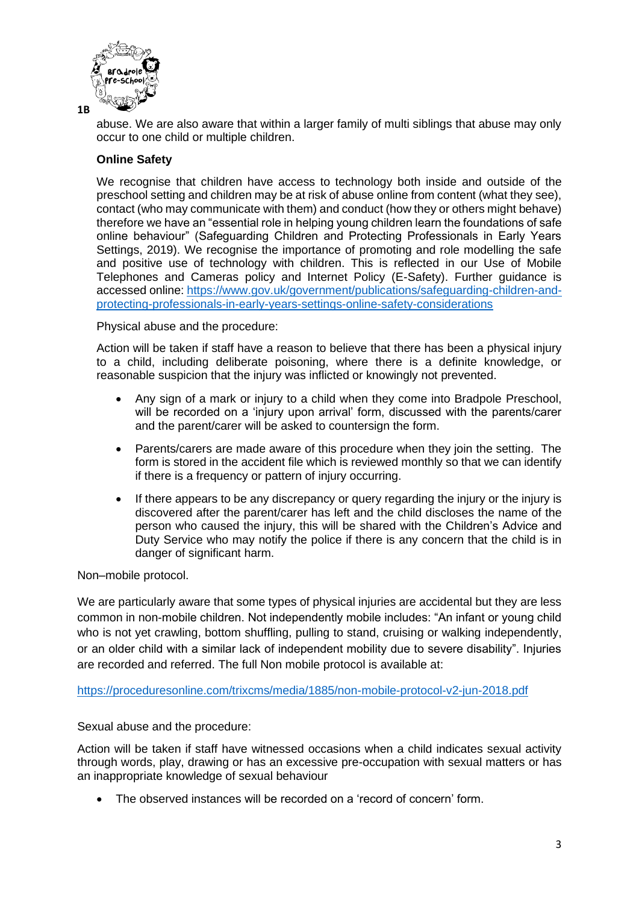abuse. We are also aware that within a larger family of multi siblings that abuse may only occur to one child or multiple children.

**Online Safety**

We recognise that children have access to technology both inside and outside of the preschool setting and children may be at risk of abuse online from content (what they see), contact (who may communicate with them) and conduct (how they or others might behave) therefore we have an "essential role in helping young children learn the foundations of safe online behaviour" (Safeguarding Children and Protecting Professionals in Early Years Settings, 2019). We recognise the importance of promoting and role modelling the safe and positive use of technology with children. This is reflected in our Use of Mobile Telephones and Cameras policy and Internet Policy (E-Safety). Further guidance is accessed online: https://www.gov.uk/government/publications/safeguarding-children-and-protecting-professionals-in-early-years-settings-online-safety-considerations

Physical abuse and the procedure:

Action will be taken if staff have a reason to believe that there has been a physical injury to a child, including deliberate poisoning, where there is a definite knowledge, or reasonable suspicion that the injury was inflicted or knowingly not prevented.

- Any sign of a mark or injury to a child when they come into Bradpole Preschool, will be recorded on a 'injury upon arrival' form, discussed with the parents/carer and the parent/carer will be asked to countersign the form.
- Parents/carers are made aware of this procedure when they join the setting. The form is stored in the accident file which is reviewed monthly so that we can identify if there is a frequency or pattern of injury occurring.
- If there appears to be any discrepancy or query regarding the injury or the injury is discovered after the parent/carer has left and the child discloses the name of the person who caused the injury, this will be shared with the Children's Advice and Duty Service who may notify the police if there is any concern that the child is in danger of significant harm.

Non–mobile protocol.

We are particularly aware that some types of physical injuries are accidental but they are less common in non-mobile children. Not independently mobile includes: "An infant or young child who is not yet crawling, bottom shuffling, pulling to stand, cruising or walking independently, or an older child with a similar lack of independent mobility due to severe disability". Injuries are recorded and referred. The full Non mobile protocol is available at:

https://proceduresonline.com/trixcms/media/1885/non-mobile-protocol-v2-jun-2018.pdf

Sexual abuse and the procedure:

Action will be taken if staff have witnessed occasions when a child indicates sexual activity through words, play, drawing or has an excessive pre-occupation with sexual matters or has an inappropriate knowledge of sexual behaviour

- The observed instances will be recorded on a 'record of concern' form.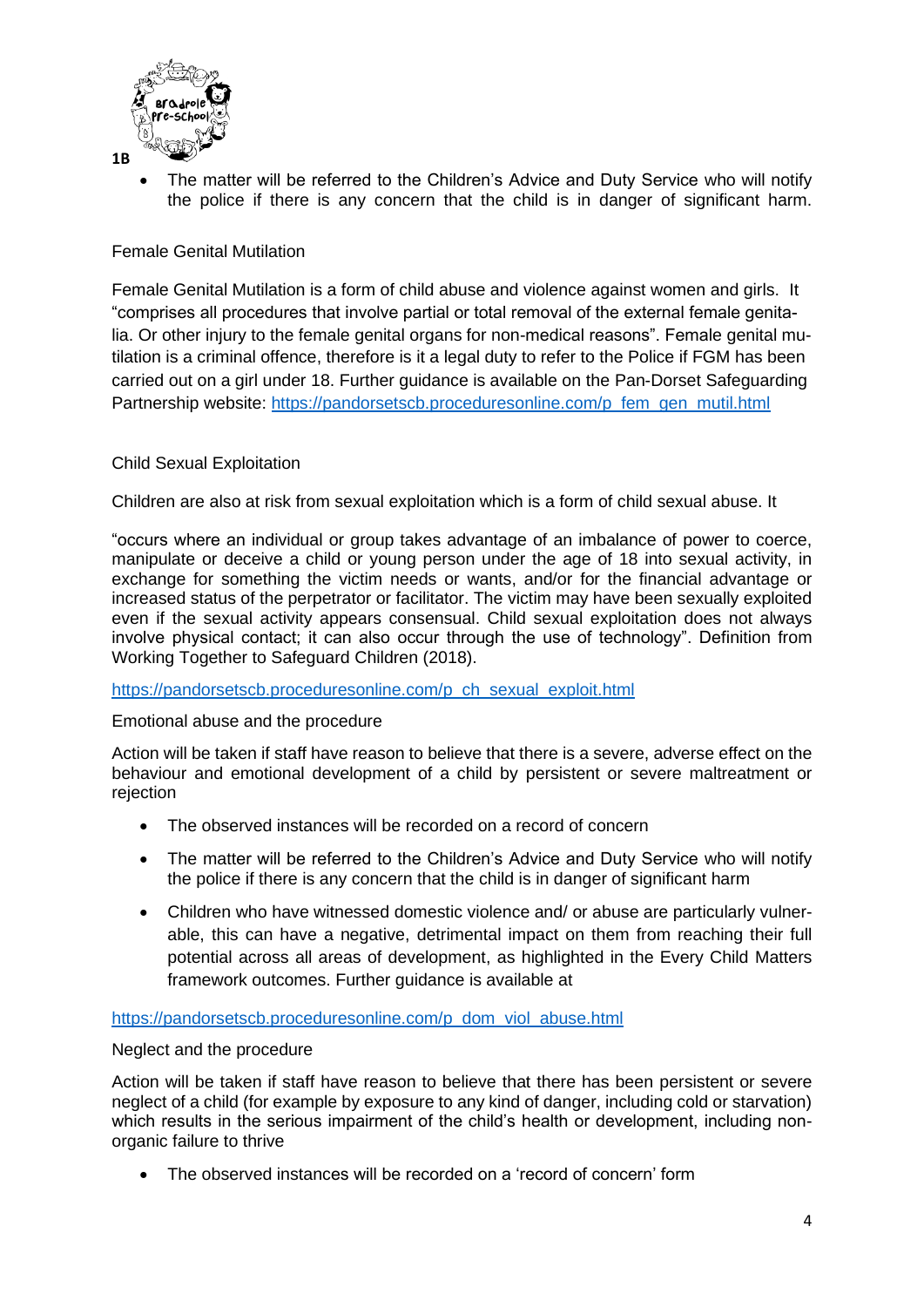- The matter will be referred to the Children's Advice and Duty Service who will notify the police if there is any concern that the child is in danger of significant harm.

Female Genital Mutilation

Female Genital Mutilation is a form of child abuse and violence against women and girls. It "comprises all procedures that involve partial or total removal of the external female genitalia. Or other injury to the female genital organs for non-medical reasons". Female genital mutilation is a criminal offence, therefore is it a legal duty to refer to the Police if FGM has been carried out on a girl under 18. Further guidance is available on the Pan-Dorset Safeguarding Partnership website: https://pandorsetscb.proceduresonline.com/p_fem_gen_mutil.html

Child Sexual Exploitation

Children are also at risk from sexual exploitation which is a form of child sexual abuse. It

"occurs where an individual or group takes advantage of an imbalance of power to coerce, manipulate or deceive a child or young person under the age of 18 into sexual activity, in exchange for something the victim needs or wants, and/or for the financial advantage or increased status of the perpetrator or facilitator. The victim may have been sexually exploited even if the sexual activity appears consensual. Child sexual exploitation does not always involve physical contact; it can also occur through the use of technology". Definition from Working Together to Safeguard Children (2018).

https://pandorsetscb.proceduresonline.com/p_ch_sexual_exploit.html

Emotional abuse and the procedure

Action will be taken if staff have reason to believe that there is a severe, adverse effect on the behaviour and emotional development of a child by persistent or severe maltreatment or rejection

- The observed instances will be recorded on a record of concern
- The matter will be referred to the Children's Advice and Duty Service who will notify the police if there is any concern that the child is in danger of significant harm
- Children who have witnessed domestic violence and/ or abuse are particularly vulnerable, this can have a negative, detrimental impact on them from reaching their full potential across all areas of development, as highlighted in the Every Child Matters framework outcomes. Further guidance is available at

https://pandorsetscb.proceduresonline.com/p_dom_viol_abuse.html

Neglect and the procedure

Action will be taken if staff have reason to believe that there has been persistent or severe neglect of a child (for example by exposure to any kind of danger, including cold or starvation) which results in the serious impairment of the child's health or development, including non-organic failure to thrive

- The observed instances will be recorded on a 'record of concern' form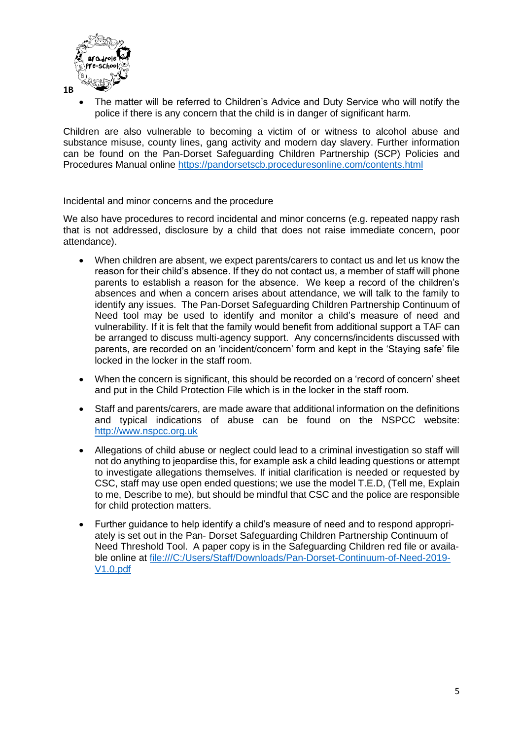- The matter will be referred to Children's Advice and Duty Service who will notify the police if there is any concern that the child is in danger of significant harm.

Children are also vulnerable to becoming a victim of or witness to alcohol abuse and substance misuse, county lines, gang activity and modern day slavery. Further information can be found on the Pan-Dorset Safeguarding Children Partnership (SCP) Policies and Procedures Manual online https://pandorsetscb.proceduresonline.com/contents.html

Incidental and minor concerns and the procedure

We also have procedures to record incidental and minor concerns (e.g. repeated nappy rash that is not addressed, disclosure by a child that does not raise immediate concern, poor attendance).

- When children are absent, we expect parents/carers to contact us and let us know the reason for their child's absence. If they do not contact us, a member of staff will phone parents to establish a reason for the absence. We keep a record of the children's absences and when a concern arises about attendance, we will talk to the family to identify any issues. The Pan-Dorset Safeguarding Children Partnership Continuum of Need tool may be used to identify and monitor a child's measure of need and vulnerability. If it is felt that the family would benefit from additional support a TAF can be arranged to discuss multi-agency support. Any concerns/incidents discussed with parents, are recorded on an 'incident/concern' form and kept in the 'Staying safe' file locked in the locker in the staff room.
- When the concern is significant, this should be recorded on a 'record of concern' sheet and put in the Child Protection File which is in the locker in the staff room.
- Staff and parents/carers, are made aware that additional information on the definitions and typical indications of abuse can be found on the NSPCC website: http://www.nspcc.org.uk
- Allegations of child abuse or neglect could lead to a criminal investigation so staff will not do anything to jeopardise this, for example ask a child leading questions or attempt to investigate allegations themselves. If initial clarification is needed or requested by CSC, staff may use open ended questions; we use the model T.E.D, (Tell me, Explain to me, Describe to me), but should be mindful that CSC and the police are responsible for child protection matters.
- Further guidance to help identify a child's measure of need and to respond appropriately is set out in the Pan- Dorset Safeguarding Children Partnership Continuum of Need Threshold Tool. A paper copy is in the Safeguarding Children red file or available online at file:///C:/Users/Staff/Downloads/Pan-Dorset-Continuum-of-Need-2019-V1.0.pdf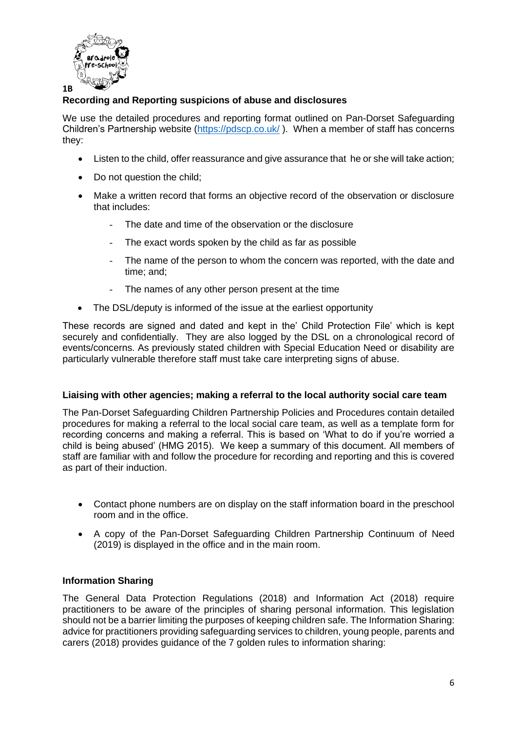1B

**Recording and Reporting suspicions of abuse and disclosures**

We use the detailed procedures and reporting format outlined on Pan-Dorset Safeguarding Children's Partnership website (https://pdscp.co.uk/ ). When a member of staff has concerns they:

- Listen to the child, offer reassurance and give assurance that he or she will take action;
- Do not question the child;
- Make a written record that forms an objective record of the observation or disclosure that includes:
    - The date and time of the observation or the disclosure
    - The exact words spoken by the child as far as possible
    - The name of the person to whom the concern was reported, with the date and time; and;
    - The names of any other person present at the time
- The DSL/deputy is informed of the issue at the earliest opportunity

These records are signed and dated and kept in the' Child Protection File' which is kept securely and confidentially. They are also logged by the DSL on a chronological record of events/concerns. As previously stated children with Special Education Need or disability are particularly vulnerable therefore staff must take care interpreting signs of abuse.

**Liaising with other agencies; making a referral to the local authority social care team**

The Pan-Dorset Safeguarding Children Partnership Policies and Procedures contain detailed procedures for making a referral to the local social care team, as well as a template form for recording concerns and making a referral. This is based on 'What to do if you're worried a child is being abused' (HMG 2015). We keep a summary of this document. All members of staff are familiar with and follow the procedure for recording and reporting and this is covered as part of their induction.

- Contact phone numbers are on display on the staff information board in the preschool room and in the office.
- A copy of the Pan-Dorset Safeguarding Children Partnership Continuum of Need (2019) is displayed in the office and in the main room.

**Information Sharing**

The General Data Protection Regulations (2018) and Information Act (2018) require practitioners to be aware of the principles of sharing personal information. This legislation should not be a barrier limiting the purposes of keeping children safe. The Information Sharing: advice for practitioners providing safeguarding services to children, young people, parents and carers (2018) provides guidance of the 7 golden rules to information sharing: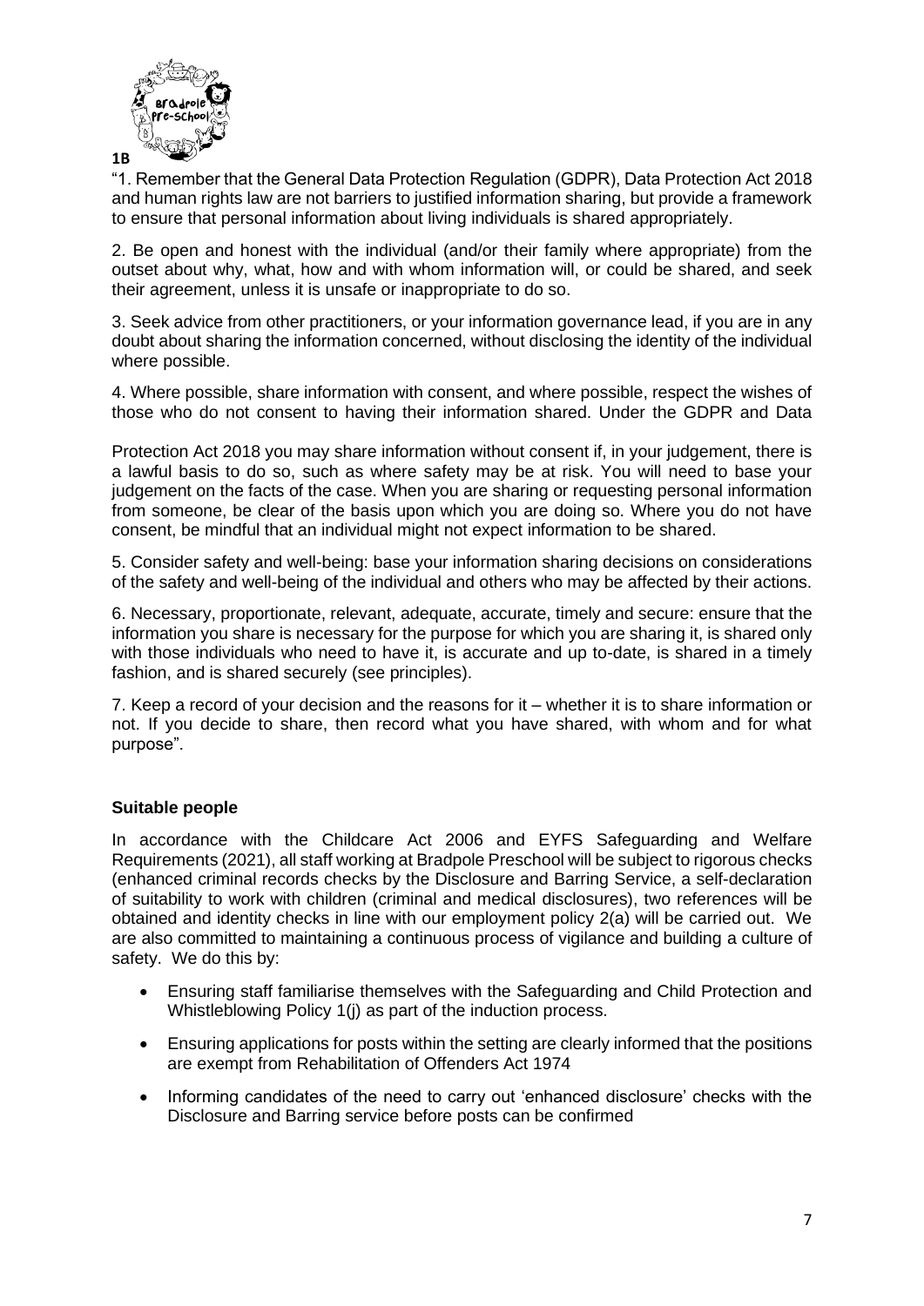1B

"1. Remember that the General Data Protection Regulation (GDPR), Data Protection Act 2018 and human rights law are not barriers to justified information sharing, but provide a framework to ensure that personal information about living individuals is shared appropriately.

2. Be open and honest with the individual (and/or their family where appropriate) from the outset about why, what, how and with whom information will, or could be shared, and seek their agreement, unless it is unsafe or inappropriate to do so.

3. Seek advice from other practitioners, or your information governance lead, if you are in any doubt about sharing the information concerned, without disclosing the identity of the individual where possible.

4. Where possible, share information with consent, and where possible, respect the wishes of those who do not consent to having their information shared. Under the GDPR and Data Protection Act 2018 you may share information without consent if, in your judgement, there is a lawful basis to do so, such as where safety may be at risk. You will need to base your judgement on the facts of the case. When you are sharing or requesting personal information from someone, be clear of the basis upon which you are doing so. Where you do not have consent, be mindful that an individual might not expect information to be shared.

5. Consider safety and well-being: base your information sharing decisions on considerations of the safety and well-being of the individual and others who may be affected by their actions.

6. Necessary, proportionate, relevant, adequate, accurate, timely and secure: ensure that the information you share is necessary for the purpose for which you are sharing it, is shared only with those individuals who need to have it, is accurate and up-to-date, is shared in a timely fashion, and is shared securely (see principles).

7. Keep a record of your decision and the reasons for it – whether it is to share information or not. If you decide to share, then record what you have shared, with whom and for what purpose".

### Suitable people

In accordance with the Childcare Act 2006 and EYFS Safeguarding and Welfare Requirements (2021), all staff working at Bradpole Preschool will be subject to rigorous checks (enhanced criminal records checks by the Disclosure and Barring Service, a self-declaration of suitability to work with children (criminal and medical disclosures), two references will be obtained and identity checks in line with our employment policy 2(a) will be carried out. We are also committed to maintaining a continuous process of vigilance and building a culture of safety. We do this by:

- Ensuring staff familiarise themselves with the Safeguarding and Child Protection and Whistleblowing Policy 1(j) as part of the induction process.
- Ensuring applications for posts within the setting are clearly informed that the positions are exempt from Rehabilitation of Offenders Act 1974
- Informing candidates of the need to carry out 'enhanced disclosure' checks with the Disclosure and Barring service before posts can be confirmed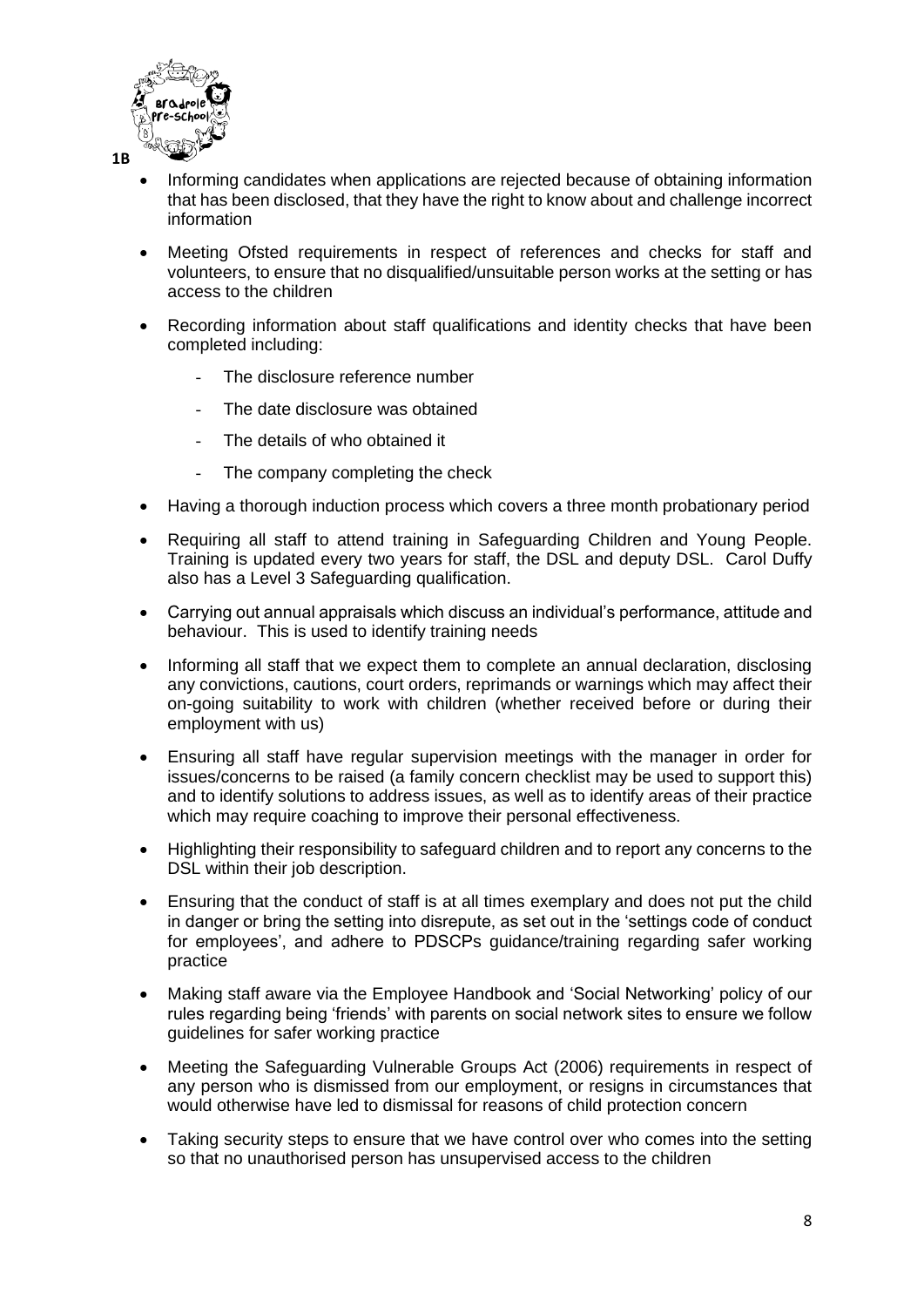- Informing candidates when applications are rejected because of obtaining information that has been disclosed, that they have the right to know about and challenge incorrect information
- Meeting Ofsted requirements in respect of references and checks for staff and volunteers, to ensure that no disqualified/unsuitable person works at the setting or has access to the children
- Recording information about staff qualifications and identity checks that have been completed including:
    - The disclosure reference number
    - The date disclosure was obtained
    - The details of who obtained it
    - The company completing the check
- Having a thorough induction process which covers a three month probationary period
- Requiring all staff to attend training in Safeguarding Children and Young People. Training is updated every two years for staff, the DSL and deputy DSL. Carol Duffy also has a Level 3 Safeguarding qualification.
- Carrying out annual appraisals which discuss an individual's performance, attitude and behaviour. This is used to identify training needs
- Informing all staff that we expect them to complete an annual declaration, disclosing any convictions, cautions, court orders, reprimands or warnings which may affect their on-going suitability to work with children (whether received before or during their employment with us)
- Ensuring all staff have regular supervision meetings with the manager in order for issues/concerns to be raised (a family concern checklist may be used to support this) and to identify solutions to address issues, as well as to identify areas of their practice which may require coaching to improve their personal effectiveness.
- Highlighting their responsibility to safeguard children and to report any concerns to the DSL within their job description.
- Ensuring that the conduct of staff is at all times exemplary and does not put the child in danger or bring the setting into disrepute, as set out in the 'settings code of conduct for employees', and adhere to PDSCPs guidance/training regarding safer working practice
- Making staff aware via the Employee Handbook and 'Social Networking' policy of our rules regarding being 'friends' with parents on social network sites to ensure we follow guidelines for safer working practice
- Meeting the Safeguarding Vulnerable Groups Act (2006) requirements in respect of any person who is dismissed from our employment, or resigns in circumstances that would otherwise have led to dismissal for reasons of child protection concern
- Taking security steps to ensure that we have control over who comes into the setting so that no unauthorised person has unsupervised access to the children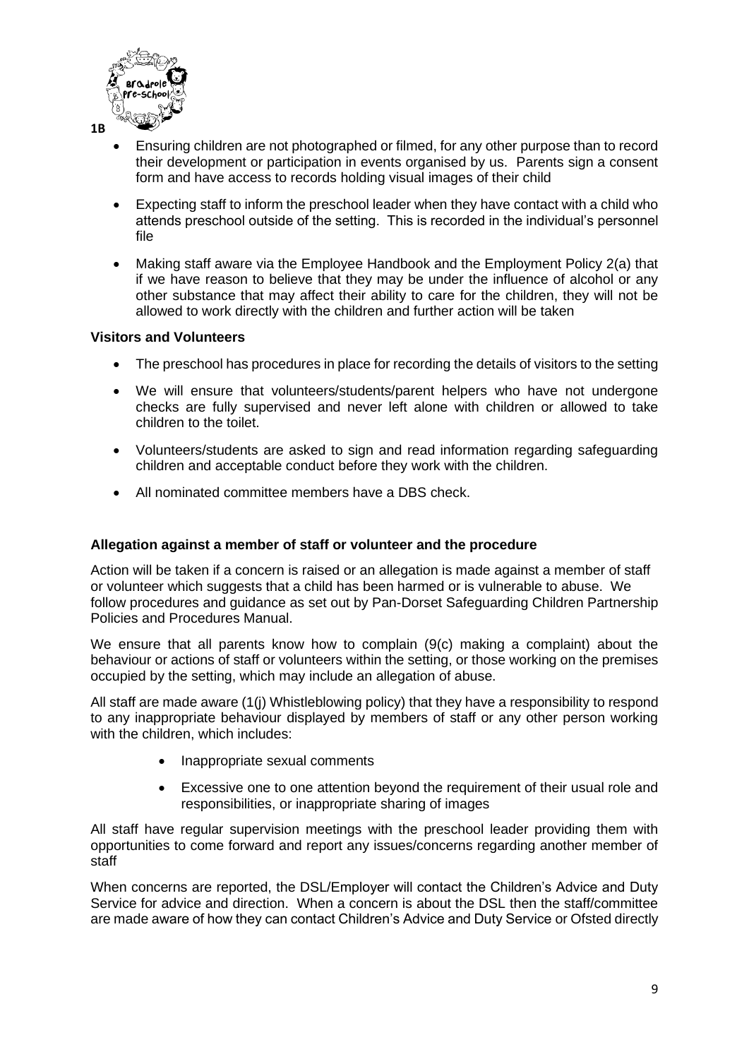- Ensuring children are not photographed or filmed, for any other purpose than to record their development or participation in events organised by us. Parents sign a consent form and have access to records holding visual images of their child
- Expecting staff to inform the preschool leader when they have contact with a child who attends preschool outside of the setting. This is recorded in the individual's personnel file
- Making staff aware via the Employee Handbook and the Employment Policy 2(a) that if we have reason to believe that they may be under the influence of alcohol or any other substance that may affect their ability to care for the children, they will not be allowed to work directly with the children and further action will be taken

**Visitors and Volunteers**

- The preschool has procedures in place for recording the details of visitors to the setting
- We will ensure that volunteers/students/parent helpers who have not undergone checks are fully supervised and never left alone with children or allowed to take children to the toilet.
- Volunteers/students are asked to sign and read information regarding safeguarding children and acceptable conduct before they work with the children.
- All nominated committee members have a DBS check.

**Allegation against a member of staff or volunteer and the procedure**

Action will be taken if a concern is raised or an allegation is made against a member of staff or volunteer which suggests that a child has been harmed or is vulnerable to abuse. We follow procedures and guidance as set out by Pan-Dorset Safeguarding Children Partnership Policies and Procedures Manual.

We ensure that all parents know how to complain (9(c) making a complaint) about the behaviour or actions of staff or volunteers within the setting, or those working on the premises occupied by the setting, which may include an allegation of abuse.

All staff are made aware (1(j) Whistleblowing policy) that they have a responsibility to respond to any inappropriate behaviour displayed by members of staff or any other person working with the children, which includes:

- Inappropriate sexual comments
- Excessive one to one attention beyond the requirement of their usual role and responsibilities, or inappropriate sharing of images

All staff have regular supervision meetings with the preschool leader providing them with opportunities to come forward and report any issues/concerns regarding another member of staff

When concerns are reported, the DSL/Employer will contact the Children's Advice and Duty Service for advice and direction. When a concern is about the DSL then the staff/committee are made aware of how they can contact Children's Advice and Duty Service or Ofsted directly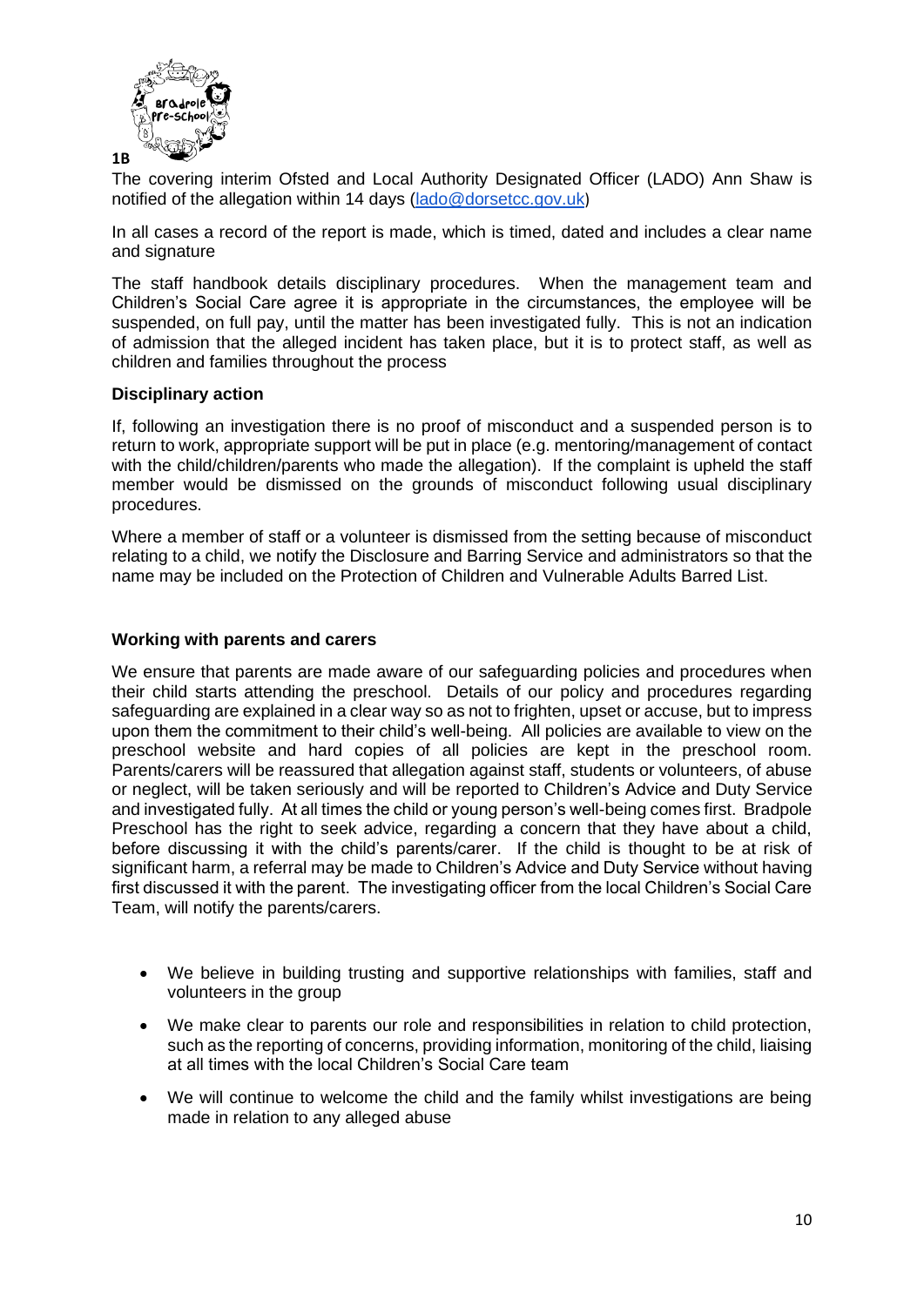**1B**

The covering interim Ofsted and Local Authority Designated Officer (LADO) Ann Shaw is notified of the allegation within 14 days (lado@dorsetcc.gov.uk)

In all cases a record of the report is made, which is timed, dated and includes a clear name and signature

The staff handbook details disciplinary procedures. When the management team and Children's Social Care agree it is appropriate in the circumstances, the employee will be suspended, on full pay, until the matter has been investigated fully. This is not an indication of admission that the alleged incident has taken place, but it is to protect staff, as well as children and families throughout the process

**Disciplinary action**

If, following an investigation there is no proof of misconduct and a suspended person is to return to work, appropriate support will be put in place (e.g. mentoring/management of contact with the child/children/parents who made the allegation). If the complaint is upheld the staff member would be dismissed on the grounds of misconduct following usual disciplinary procedures.

Where a member of staff or a volunteer is dismissed from the setting because of misconduct relating to a child, we notify the Disclosure and Barring Service and administrators so that the name may be included on the Protection of Children and Vulnerable Adults Barred List.

**Working with parents and carers**

We ensure that parents are made aware of our safeguarding policies and procedures when their child starts attending the preschool. Details of our policy and procedures regarding safeguarding are explained in a clear way so as not to frighten, upset or accuse, but to impress upon them the commitment to their child's well-being. All policies are available to view on the preschool website and hard copies of all policies are kept in the preschool room. Parents/carers will be reassured that allegation against staff, students or volunteers, of abuse or neglect, will be taken seriously and will be reported to Children's Advice and Duty Service and investigated fully. At all times the child or young person's well-being comes first. Bradpole Preschool has the right to seek advice, regarding a concern that they have about a child, before discussing it with the child's parents/carer. If the child is thought to be at risk of significant harm, a referral may be made to Children's Advice and Duty Service without having first discussed it with the parent. The investigating officer from the local Children's Social Care Team, will notify the parents/carers.

- We believe in building trusting and supportive relationships with families, staff and volunteers in the group
- We make clear to parents our role and responsibilities in relation to child protection, such as the reporting of concerns, providing information, monitoring of the child, liaising at all times with the local Children's Social Care team
- We will continue to welcome the child and the family whilst investigations are being made in relation to any alleged abuse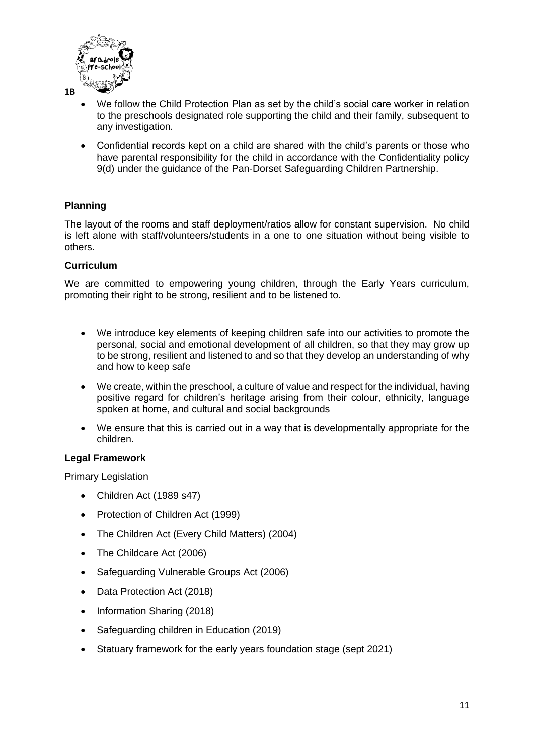- We follow the Child Protection Plan as set by the child's social care worker in relation to the preschools designated role supporting the child and their family, subsequent to any investigation.
- Confidential records kept on a child are shared with the child's parents or those who have parental responsibility for the child in accordance with the Confidentiality policy 9(d) under the guidance of the Pan-Dorset Safeguarding Children Partnership.

**Planning**

The layout of the rooms and staff deployment/ratios allow for constant supervision. No child is left alone with staff/volunteers/students in a one to one situation without being visible to others.

**Curriculum**

We are committed to empowering young children, through the Early Years curriculum, promoting their right to be strong, resilient and to be listened to.

- We introduce key elements of keeping children safe into our activities to promote the personal, social and emotional development of all children, so that they may grow up to be strong, resilient and listened to and so that they develop an understanding of why and how to keep safe
- We create, within the preschool, a culture of value and respect for the individual, having positive regard for children's heritage arising from their colour, ethnicity, language spoken at home, and cultural and social backgrounds
- We ensure that this is carried out in a way that is developmentally appropriate for the children.

**Legal Framework**

Primary Legislation

- Children Act (1989 s47)
- Protection of Children Act (1999)
- The Children Act (Every Child Matters) (2004)
- The Childcare Act (2006)
- Safeguarding Vulnerable Groups Act (2006)
- Data Protection Act (2018)
- Information Sharing (2018)
- Safeguarding children in Education (2019)
- Statuary framework for the early years foundation stage (sept 2021)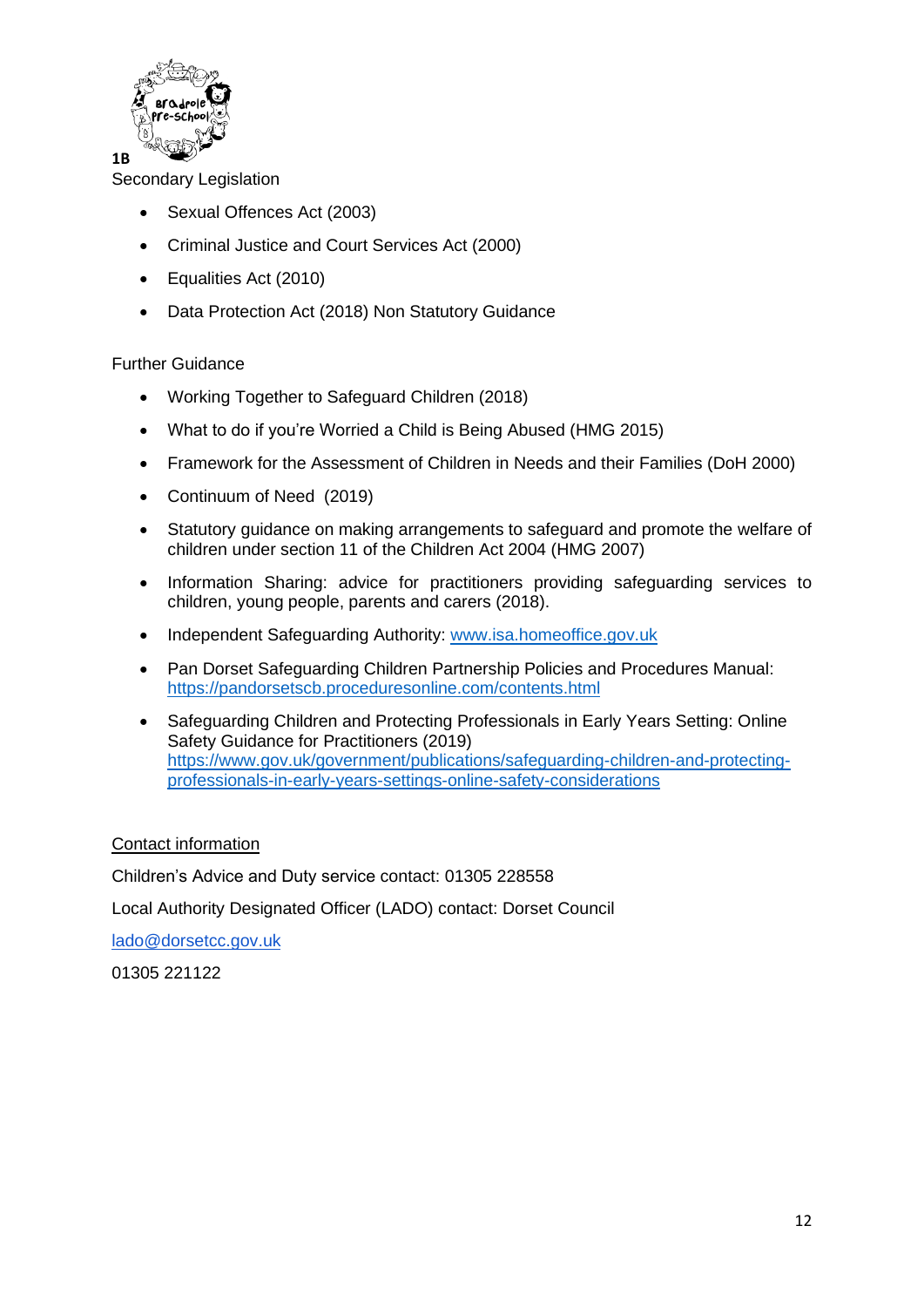**1B**

Secondary Legislation

- Sexual Offences Act (2003)
- Criminal Justice and Court Services Act (2000)
- Equalities Act (2010)
- Data Protection Act (2018) Non Statutory Guidance

Further Guidance

- Working Together to Safeguard Children (2018)
- What to do if you're Worried a Child is Being Abused (HMG 2015)
- Framework for the Assessment of Children in Needs and their Families (DoH 2000)
- Continuum of Need (2019)
- Statutory guidance on making arrangements to safeguard and promote the welfare of children under section 11 of the Children Act 2004 (HMG 2007)
- Information Sharing: advice for practitioners providing safeguarding services to children, young people, parents and carers (2018).
- Independent Safeguarding Authority: www.isa.homeoffice.gov.uk
- Pan Dorset Safeguarding Children Partnership Policies and Procedures Manual: https://pandorsetscb.proceduresonline.com/contents.html
- Safeguarding Children and Protecting Professionals in Early Years Setting: Online Safety Guidance for Practitioners (2019) https://www.gov.uk/government/publications/safeguarding-children-and-protecting-professionals-in-early-years-settings-online-safety-considerations

Contact information

Children's Advice and Duty service contact: 01305 228558

Local Authority Designated Officer (LADO) contact: Dorset Council

lado@dorsetcc.gov.uk

01305 221122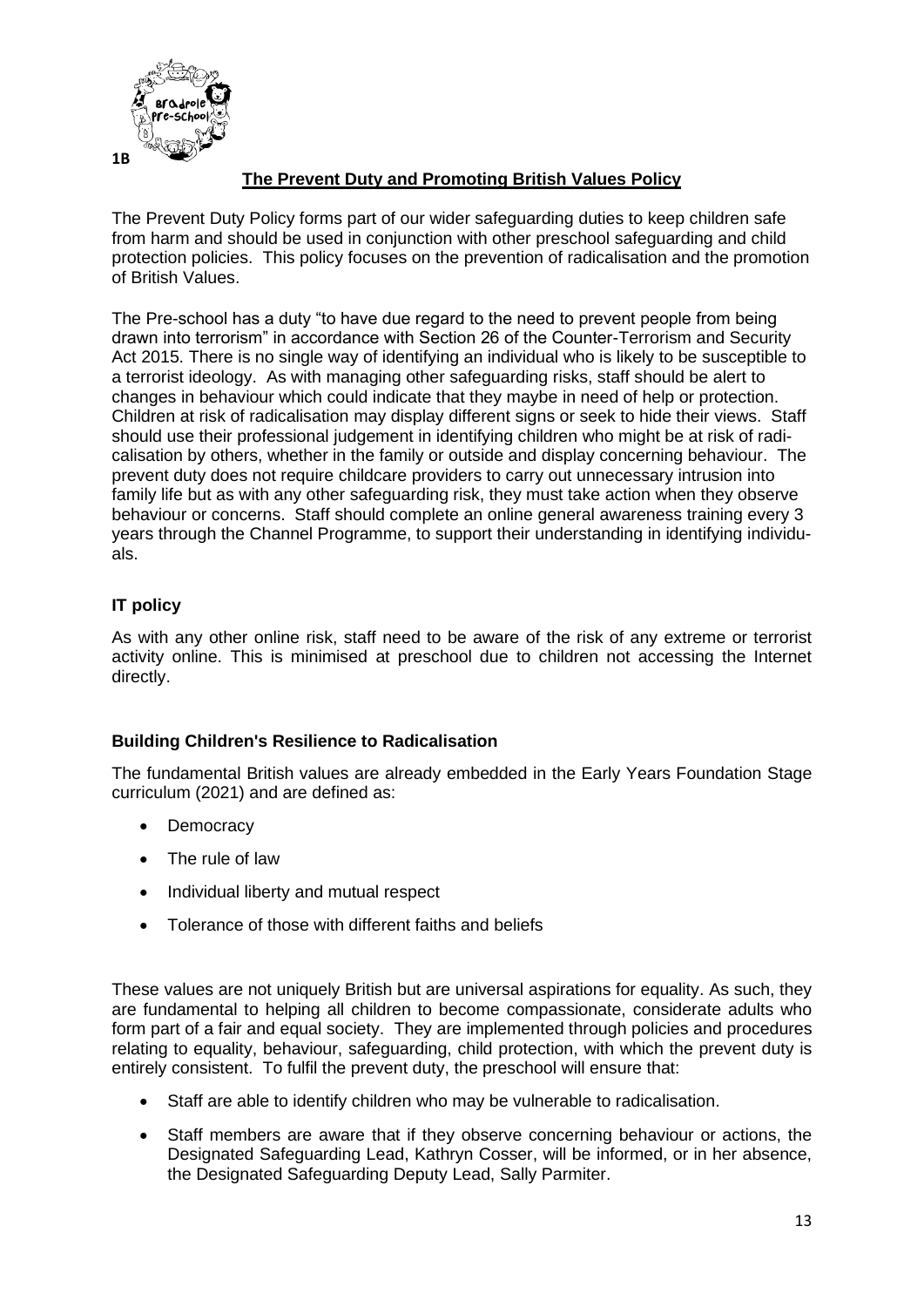1B

## The Prevent Duty and Promoting British Values Policy

The Prevent Duty Policy forms part of our wider safeguarding duties to keep children safe from harm and should be used in conjunction with other preschool safeguarding and child protection policies. This policy focuses on the prevention of radicalisation and the promotion of British Values.

The Pre-school has a duty "to have due regard to the need to prevent people from being drawn into terrorism" in accordance with Section 26 of the Counter-Terrorism and Security Act 2015. There is no single way of identifying an individual who is likely to be susceptible to a terrorist ideology. As with managing other safeguarding risks, staff should be alert to changes in behaviour which could indicate that they maybe in need of help or protection. Children at risk of radicalisation may display different signs or seek to hide their views. Staff should use their professional judgement in identifying children who might be at risk of radicalisation by others, whether in the family or outside and display concerning behaviour. The prevent duty does not require childcare providers to carry out unnecessary intrusion into family life but as with any other safeguarding risk, they must take action when they observe behaviour or concerns. Staff should complete an online general awareness training every 3 years through the Channel Programme, to support their understanding in identifying individuals.

### IT policy

As with any other online risk, staff need to be aware of the risk of any extreme or terrorist activity online. This is minimised at preschool due to children not accessing the Internet directly.

### Building Children's Resilience to Radicalisation

The fundamental British values are already embedded in the Early Years Foundation Stage curriculum (2021) and are defined as:

- Democracy
- The rule of law
- Individual liberty and mutual respect
- Tolerance of those with different faiths and beliefs

These values are not uniquely British but are universal aspirations for equality. As such, they are fundamental to helping all children to become compassionate, considerate adults who form part of a fair and equal society. They are implemented through policies and procedures relating to equality, behaviour, safeguarding, child protection, with which the prevent duty is entirely consistent. To fulfil the prevent duty, the preschool will ensure that:

- Staff are able to identify children who may be vulnerable to radicalisation.
- Staff members are aware that if they observe concerning behaviour or actions, the Designated Safeguarding Lead, Kathryn Cosser, will be informed, or in her absence, the Designated Safeguarding Deputy Lead, Sally Parmiter.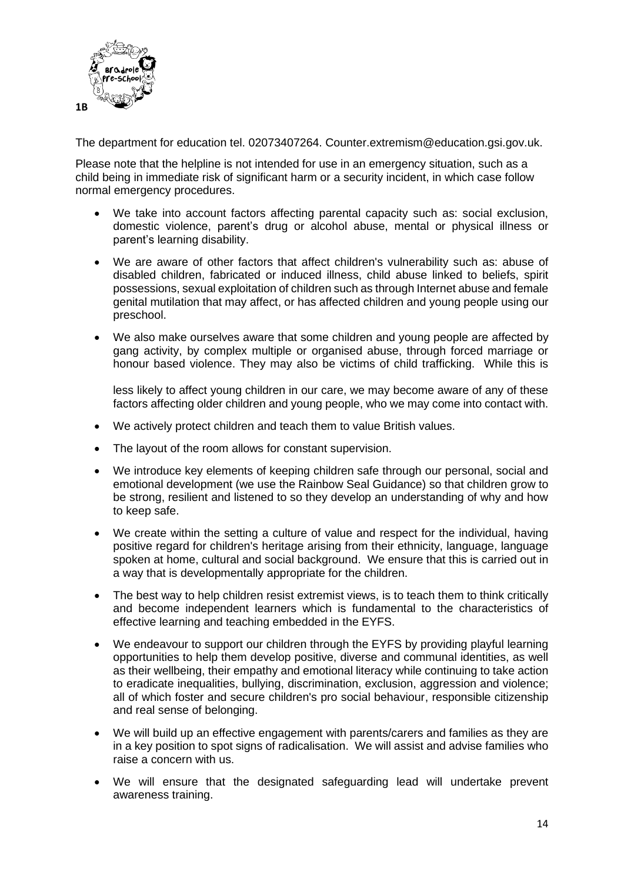The department for education tel. 02073407264. Counter.extremism@education.gsi.gov.uk.

Please note that the helpline is not intended for use in an emergency situation, such as a child being in immediate risk of significant harm or a security incident, in which case follow normal emergency procedures.

- We take into account factors affecting parental capacity such as: social exclusion, domestic violence, parent's drug or alcohol abuse, mental or physical illness or parent's learning disability.
- We are aware of other factors that affect children's vulnerability such as: abuse of disabled children, fabricated or induced illness, child abuse linked to beliefs, spirit possessions, sexual exploitation of children such as through Internet abuse and female genital mutilation that may affect, or has affected children and young people using our preschool.
- We also make ourselves aware that some children and young people are affected by gang activity, by complex multiple or organised abuse, through forced marriage or honour based violence. They may also be victims of child trafficking. While this is

  less likely to affect young children in our care, we may become aware of any of these factors affecting older children and young people, who we may come into contact with.
- We actively protect children and teach them to value British values.
- The layout of the room allows for constant supervision.
- We introduce key elements of keeping children safe through our personal, social and emotional development (we use the Rainbow Seal Guidance) so that children grow to be strong, resilient and listened to so they develop an understanding of why and how to keep safe.
- We create within the setting a culture of value and respect for the individual, having positive regard for children's heritage arising from their ethnicity, language, language spoken at home, cultural and social background. We ensure that this is carried out in a way that is developmentally appropriate for the children.
- The best way to help children resist extremist views, is to teach them to think critically and become independent learners which is fundamental to the characteristics of effective learning and teaching embedded in the EYFS.
- We endeavour to support our children through the EYFS by providing playful learning opportunities to help them develop positive, diverse and communal identities, as well as their wellbeing, their empathy and emotional literacy while continuing to take action to eradicate inequalities, bullying, discrimination, exclusion, aggression and violence; all of which foster and secure children's pro social behaviour, responsible citizenship and real sense of belonging.
- We will build up an effective engagement with parents/carers and families as they are in a key position to spot signs of radicalisation. We will assist and advise families who raise a concern with us.
- We will ensure that the designated safeguarding lead will undertake prevent awareness training.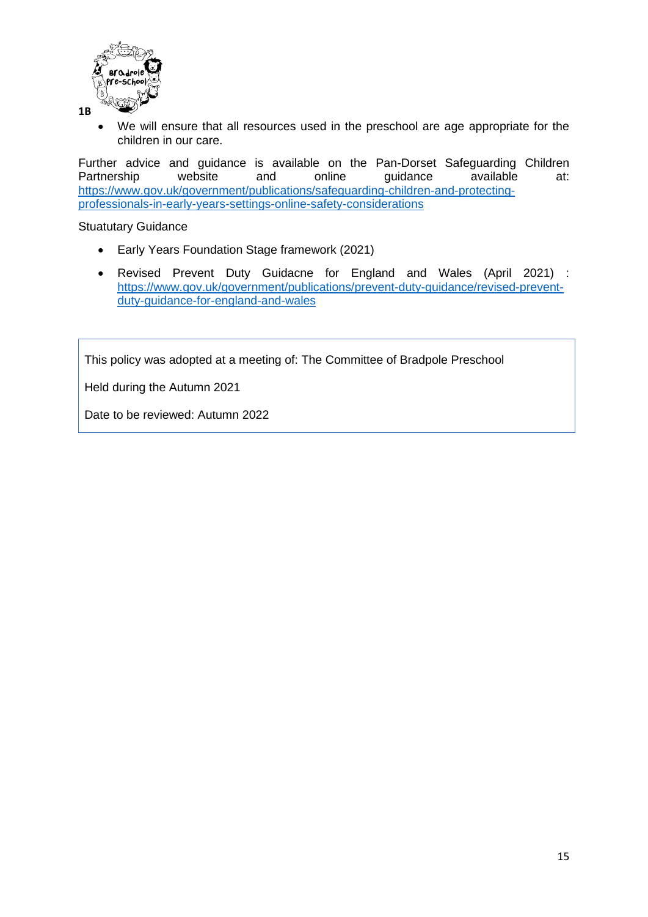- We will ensure that all resources used in the preschool are age appropriate for the children in our care.

Further advice and guidance is available on the Pan-Dorset Safeguarding Children Partnership website and online guidance available at: https://www.gov.uk/government/publications/safeguarding-children-and-protecting-professionals-in-early-years-settings-online-safety-considerations

Stuatutary Guidance

- Early Years Foundation Stage framework (2021)
- Revised Prevent Duty Guidacne for England and Wales (April 2021) : https://www.gov.uk/government/publications/prevent-duty-guidance/revised-prevent-duty-guidance-for-england-and-wales

| This policy was adopted at a meeting of: The Committee of Bradpole Preschool |
| --- |
| Held during the Autumn 2021 |
| Date to be reviewed: Autumn 2022 |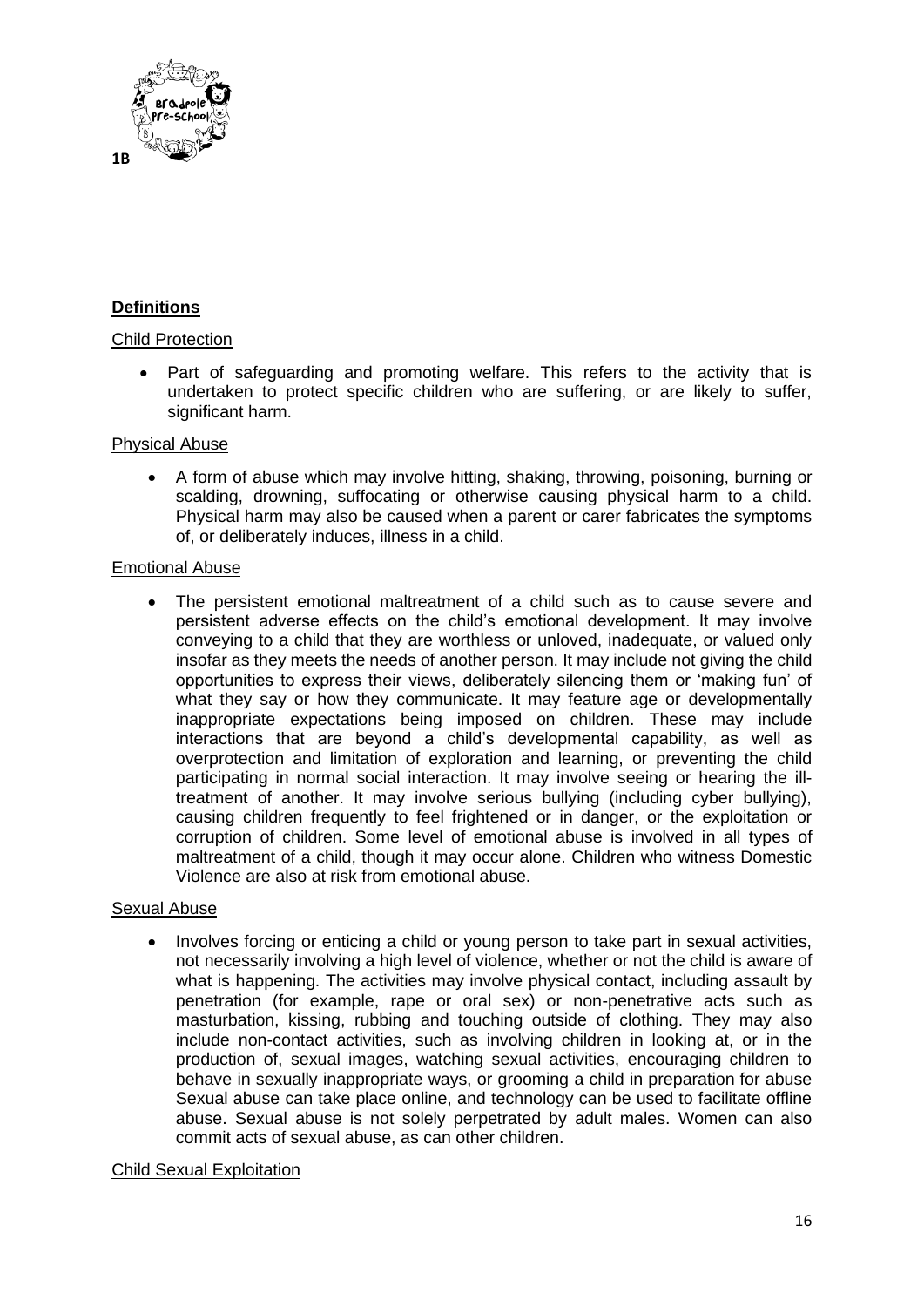1B

**Definitions**

Child Protection

- Part of safeguarding and promoting welfare. This refers to the activity that is undertaken to protect specific children who are suffering, or are likely to suffer, significant harm.

Physical Abuse

- A form of abuse which may involve hitting, shaking, throwing, poisoning, burning or scalding, drowning, suffocating or otherwise causing physical harm to a child. Physical harm may also be caused when a parent or carer fabricates the symptoms of, or deliberately induces, illness in a child.

Emotional Abuse

- The persistent emotional maltreatment of a child such as to cause severe and persistent adverse effects on the child's emotional development. It may involve conveying to a child that they are worthless or unloved, inadequate, or valued only insofar as they meets the needs of another person. It may include not giving the child opportunities to express their views, deliberately silencing them or 'making fun' of what they say or how they communicate. It may feature age or developmentally inappropriate expectations being imposed on children. These may include interactions that are beyond a child's developmental capability, as well as overprotection and limitation of exploration and learning, or preventing the child participating in normal social interaction. It may involve seeing or hearing the ill-treatment of another. It may involve serious bullying (including cyber bullying), causing children frequently to feel frightened or in danger, or the exploitation or corruption of children. Some level of emotional abuse is involved in all types of maltreatment of a child, though it may occur alone. Children who witness Domestic Violence are also at risk from emotional abuse.

Sexual Abuse

- Involves forcing or enticing a child or young person to take part in sexual activities, not necessarily involving a high level of violence, whether or not the child is aware of what is happening. The activities may involve physical contact, including assault by penetration (for example, rape or oral sex) or non-penetrative acts such as masturbation, kissing, rubbing and touching outside of clothing. They may also include non-contact activities, such as involving children in looking at, or in the production of, sexual images, watching sexual activities, encouraging children to behave in sexually inappropriate ways, or grooming a child in preparation for abuse Sexual abuse can take place online, and technology can be used to facilitate offline abuse. Sexual abuse is not solely perpetrated by adult males. Women can also commit acts of sexual abuse, as can other children.

Child Sexual Exploitation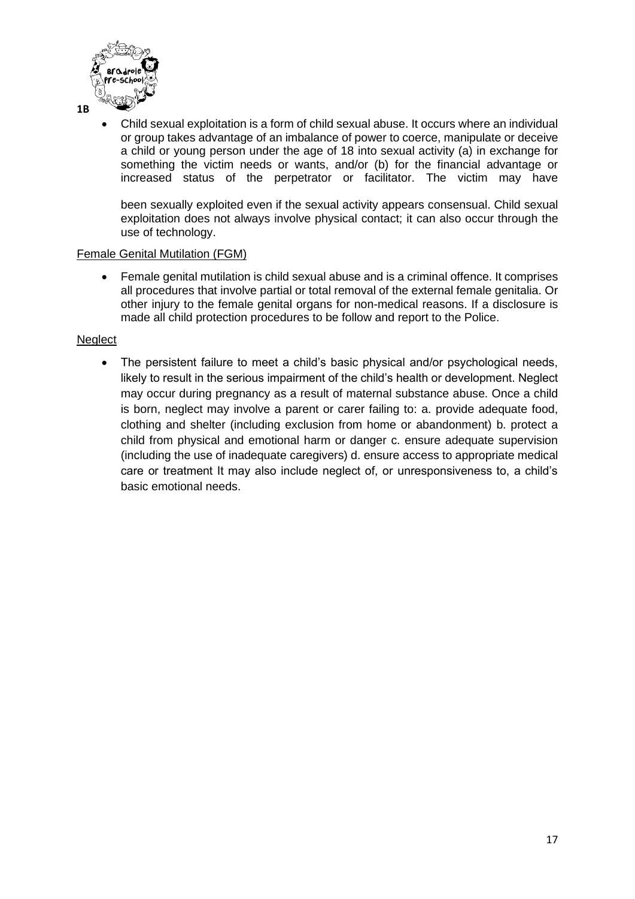- Child sexual exploitation is a form of child sexual abuse. It occurs where an individual or group takes advantage of an imbalance of power to coerce, manipulate or deceive a child or young person under the age of 18 into sexual activity (a) in exchange for something the victim needs or wants, and/or (b) for the financial advantage or increased status of the perpetrator or facilitator. The victim may have

  been sexually exploited even if the sexual activity appears consensual. Child sexual exploitation does not always involve physical contact; it can also occur through the use of technology.

Female Genital Mutilation (FGM)

- Female genital mutilation is child sexual abuse and is a criminal offence. It comprises all procedures that involve partial or total removal of the external female genitalia. Or other injury to the female genital organs for non-medical reasons. If a disclosure is made all child protection procedures to be follow and report to the Police.

Neglect

- The persistent failure to meet a child's basic physical and/or psychological needs, likely to result in the serious impairment of the child's health or development. Neglect may occur during pregnancy as a result of maternal substance abuse. Once a child is born, neglect may involve a parent or carer failing to: a. provide adequate food, clothing and shelter (including exclusion from home or abandonment) b. protect a child from physical and emotional harm or danger c. ensure adequate supervision (including the use of inadequate caregivers) d. ensure access to appropriate medical care or treatment It may also include neglect of, or unresponsiveness to, a child's basic emotional needs.